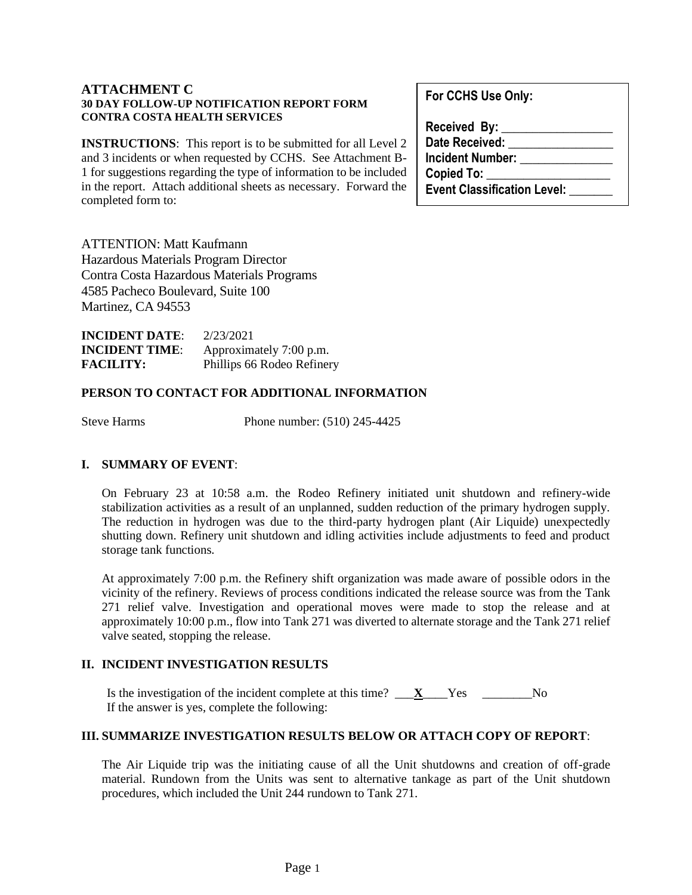**ATTACHMENT C**
**30 DAY FOLLOW-UP NOTIFICATION REPORT FORM**
**CONTRA COSTA HEALTH SERVICES**

**INSTRUCTIONS**: This report is to be submitted for all Level 2 and 3 incidents or when requested by CCHS. See Attachment B-1 for suggestions regarding the type of information to be included in the report. Attach additional sheets as necessary. Forward the completed form to:

> **For CCHS Use Only:**
>
> **Received By:** _______________
> **Date Received:** _______________
> **Incident Number:** _______________
> **Copied To:** _______________
> **Event Classification Level:** _______

ATTENTION: Matt Kaufmann
Hazardous Materials Program Director
Contra Costa Hazardous Materials Programs
4585 Pacheco Boulevard, Suite 100
Martinez, CA 94553

**INCIDENT DATE**: 2/23/2021
**INCIDENT TIME**: Approximately 7:00 p.m.
**FACILITY:** Phillips 66 Rodeo Refinery

**PERSON TO CONTACT FOR ADDITIONAL INFORMATION**

Steve Harms Phone number: (510) 245-4425

## I. SUMMARY OF EVENT:

On February 23 at 10:58 a.m. the Rodeo Refinery initiated unit shutdown and refinery-wide stabilization activities as a result of an unplanned, sudden reduction of the primary hydrogen supply. The reduction in hydrogen was due to the third-party hydrogen plant (Air Liquide) unexpectedly shutting down. Refinery unit shutdown and idling activities include adjustments to feed and product storage tank functions.

At approximately 7:00 p.m. the Refinery shift organization was made aware of possible odors in the vicinity of the refinery. Reviews of process conditions indicated the release source was from the Tank 271 relief valve. Investigation and operational moves were made to stop the release and at approximately 10:00 p.m., flow into Tank 271 was diverted to alternate storage and the Tank 271 relief valve seated, stopping the release.

## II. INCIDENT INVESTIGATION RESULTS

Is the investigation of the incident complete at this time? \_\_\_**X**\_\_\_\_Yes \_\_\_\_\_\_\_\_No
If the answer is yes, complete the following:

## III. SUMMARIZE INVESTIGATION RESULTS BELOW OR ATTACH COPY OF REPORT:

The Air Liquide trip was the initiating cause of all the Unit shutdowns and creation of off-grade material. Rundown from the Units was sent to alternative tankage as part of the Unit shutdown procedures, which included the Unit 244 rundown to Tank 271.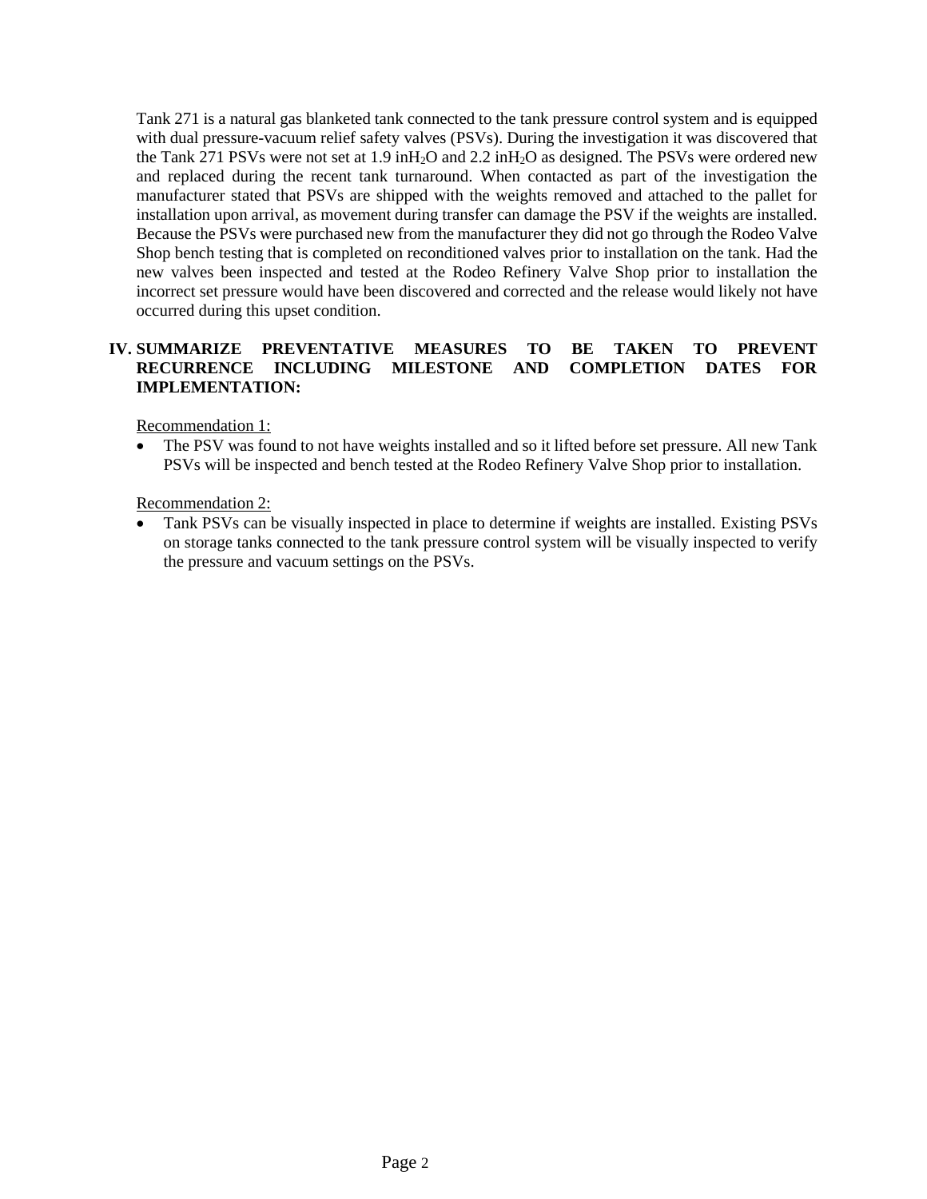Tank 271 is a natural gas blanketed tank connected to the tank pressure control system and is equipped with dual pressure-vacuum relief safety valves (PSVs). During the investigation it was discovered that the Tank 271 PSVs were not set at 1.9 in$H_2O$ and 2.2 in$H_2O$ as designed. The PSVs were ordered new and replaced during the recent tank turnaround. When contacted as part of the investigation the manufacturer stated that PSVs are shipped with the weights removed and attached to the pallet for installation upon arrival, as movement during transfer can damage the PSV if the weights are installed. Because the PSVs were purchased new from the manufacturer they did not go through the Rodeo Valve Shop bench testing that is completed on reconditioned valves prior to installation on the tank. Had the new valves been inspected and tested at the Rodeo Refinery Valve Shop prior to installation the incorrect set pressure would have been discovered and corrected and the release would likely not have occurred during this upset condition.

## IV. SUMMARIZE PREVENTATIVE MEASURES TO BE TAKEN TO PREVENT RECURRENCE INCLUDING MILESTONE AND COMPLETION DATES FOR IMPLEMENTATION:

Recommendation 1:

- The PSV was found to not have weights installed and so it lifted before set pressure. All new Tank PSVs will be inspected and bench tested at the Rodeo Refinery Valve Shop prior to installation.

Recommendation 2:

- Tank PSVs can be visually inspected in place to determine if weights are installed. Existing PSVs on storage tanks connected to the tank pressure control system will be visually inspected to verify the pressure and vacuum settings on the PSVs.